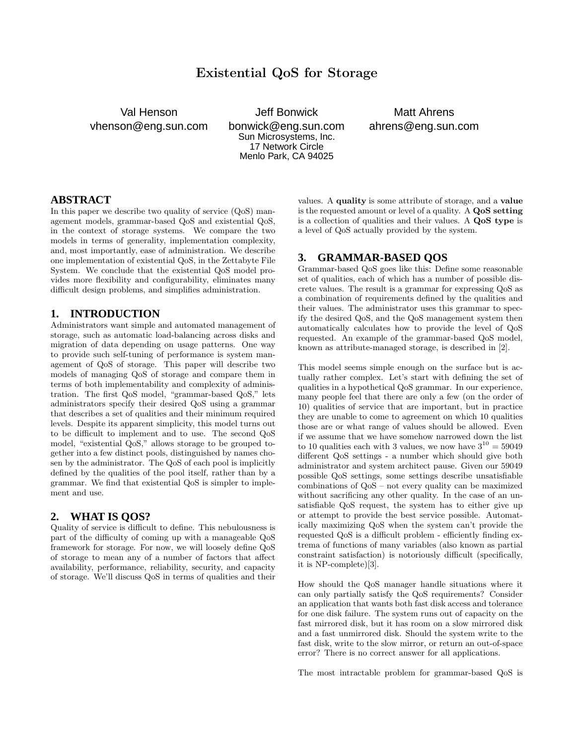# Existential QoS for Storage

Val Henson
vhenson@eng.sun.com

Jeff Bonwick
bonwick@eng.sun.com
Sun Microsystems, Inc.
17 Network Circle
Menlo Park, CA 94025

Matt Ahrens
ahrens@eng.sun.com

## ABSTRACT

In this paper we describe two quality of service (QoS) management models, grammar-based QoS and existential QoS, in the context of storage systems. We compare the two models in terms of generality, implementation complexity, and, most importantly, ease of administration. We describe one implementation of existential QoS, in the Zettabyte File System. We conclude that the existential QoS model provides more flexibility and configurability, eliminates many difficult design problems, and simplifies administration.

## 1. INTRODUCTION

Administrators want simple and automated management of storage, such as automatic load-balancing across disks and migration of data depending on usage patterns. One way to provide such self-tuning of performance is system management of QoS of storage. This paper will describe two models of managing QoS of storage and compare them in terms of both implementability and complexity of administration. The first QoS model, "grammar-based QoS," lets administrators specify their desired QoS using a grammar that describes a set of qualities and their minimum required levels. Despite its apparent simplicity, this model turns out to be difficult to implement and to use. The second QoS model, "existential QoS," allows storage to be grouped together into a few distinct pools, distinguished by names chosen by the administrator. The QoS of each pool is implicitly defined by the qualities of the pool itself, rather than by a grammar. We find that existential QoS is simpler to implement and use.

## 2. WHAT IS QOS?

Quality of service is difficult to define. This nebulousness is part of the difficulty of coming up with a manageable QoS framework for storage. For now, we will loosely define QoS of storage to mean any of a number of factors that affect availability, performance, reliability, security, and capacity of storage. We'll discuss QoS in terms of qualities and their values. A **quality** is some attribute of storage, and a **value** is the requested amount or level of a quality. A **QoS setting** is a collection of qualities and their values. A **QoS type** is a level of QoS actually provided by the system.

## 3. GRAMMAR-BASED QOS

Grammar-based QoS goes like this: Define some reasonable set of qualities, each of which has a number of possible discrete values. The result is a grammar for expressing QoS as a combination of requirements defined by the qualities and their values. The administrator uses this grammar to specify the desired QoS, and the QoS management system then automatically calculates how to provide the level of QoS requested. An example of the grammar-based QoS model, known as attribute-managed storage, is described in [2].

This model seems simple enough on the surface but is actually rather complex. Let's start with defining the set of qualities in a hypothetical QoS grammar. In our experience, many people feel that there are only a few (on the order of 10) qualities of service that are important, but in practice they are unable to come to agreement on which 10 qualities those are or what range of values should be allowed. Even if we assume that we have somehow narrowed down the list to 10 qualities each with 3 values, we now have $3^{10} = 59049$ different QoS settings - a number which should give both administrator and system architect pause. Given our 59049 possible QoS settings, some settings describe unsatisfiable combinations of QoS – not every quality can be maximized without sacrificing any other quality. In the case of an unsatisfiable QoS request, the system has to either give up or attempt to provide the best service possible. Automatically maximizing QoS when the system can't provide the requested QoS is a difficult problem - efficiently finding extrema of functions of many variables (also known as partial constraint satisfaction) is notoriously difficult (specifically, it is NP-complete)[3].

How should the QoS manager handle situations where it can only partially satisfy the QoS requirements? Consider an application that wants both fast disk access and tolerance for one disk failure. The system runs out of capacity on the fast mirrored disk, but it has room on a slow mirrored disk and a fast unmirrored disk. Should the system write to the fast disk, write to the slow mirror, or return an out-of-space error? There is no correct answer for all applications.

The most intractable problem for grammar-based QoS is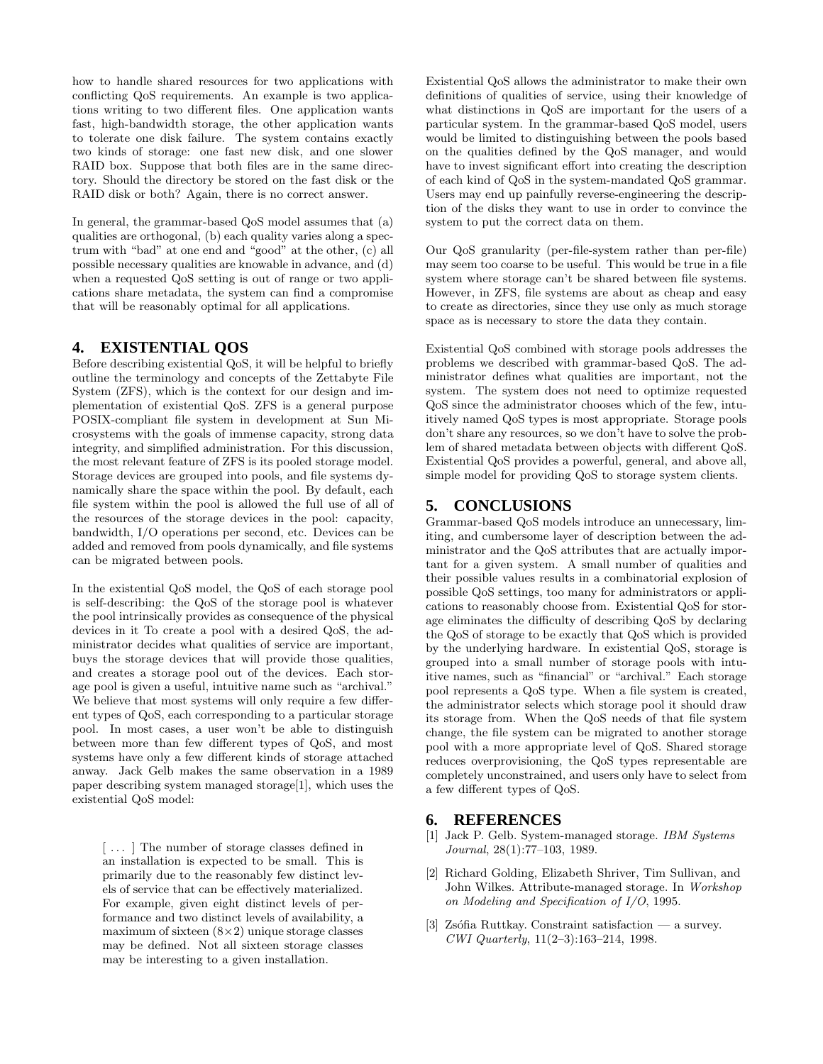how to handle shared resources for two applications with conflicting QoS requirements. An example is two applications writing to two different files. One application wants fast, high-bandwidth storage, the other application wants to tolerate one disk failure. The system contains exactly two kinds of storage: one fast new disk, and one slower RAID box. Suppose that both files are in the same directory. Should the directory be stored on the fast disk or the RAID disk or both? Again, there is no correct answer.

In general, the grammar-based QoS model assumes that (a) qualities are orthogonal, (b) each quality varies along a spectrum with "bad" at one end and "good" at the other, (c) all possible necessary qualities are knowable in advance, and (d) when a requested QoS setting is out of range or two applications share metadata, the system can find a compromise that will be reasonably optimal for all applications.

## 4. EXISTENTIAL QOS

Before describing existential QoS, it will be helpful to briefly outline the terminology and concepts of the Zettabyte File System (ZFS), which is the context for our design and implementation of existential QoS. ZFS is a general purpose POSIX-compliant file system in development at Sun Microsystems with the goals of immense capacity, strong data integrity, and simplified administration. For this discussion, the most relevant feature of ZFS is its pooled storage model. Storage devices are grouped into pools, and file systems dynamically share the space within the pool. By default, each file system within the pool is allowed the full use of all of the resources of the storage devices in the pool: capacity, bandwidth, I/O operations per second, etc. Devices can be added and removed from pools dynamically, and file systems can be migrated between pools.

In the existential QoS model, the QoS of each storage pool is self-describing: the QoS of the storage pool is whatever the pool intrinsically provides as consequence of the physical devices in it To create a pool with a desired QoS, the administrator decides what qualities of service are important, buys the storage devices that will provide those qualities, and creates a storage pool out of the devices. Each storage pool is given a useful, intuitive name such as "archival." We believe that most systems will only require a few different types of QoS, each corresponding to a particular storage pool. In most cases, a user won't be able to distinguish between more than few different types of QoS, and most systems have only a few different kinds of storage attached anway. Jack Gelb makes the same observation in a 1989 paper describing system managed storage[1], which uses the existential QoS model:

> [ . . . ] The number of storage classes defined in an installation is expected to be small. This is primarily due to the reasonably few distinct levels of service that can be effectively materialized. For example, given eight distinct levels of performance and two distinct levels of availability, a maximum of sixteen ($8\times2$) unique storage classes may be defined. Not all sixteen storage classes may be interesting to a given installation.

Existential QoS allows the administrator to make their own definitions of qualities of service, using their knowledge of what distinctions in QoS are important for the users of a particular system. In the grammar-based QoS model, users would be limited to distinguishing between the pools based on the qualities defined by the QoS manager, and would have to invest significant effort into creating the description of each kind of QoS in the system-mandated QoS grammar. Users may end up painfully reverse-engineering the description of the disks they want to use in order to convince the system to put the correct data on them.

Our QoS granularity (per-file-system rather than per-file) may seem too coarse to be useful. This would be true in a file system where storage can't be shared between file systems. However, in ZFS, file systems are about as cheap and easy to create as directories, since they use only as much storage space as is necessary to store the data they contain.

Existential QoS combined with storage pools addresses the problems we described with grammar-based QoS. The administrator defines what qualities are important, not the system. The system does not need to optimize requested QoS since the administrator chooses which of the few, intuitively named QoS types is most appropriate. Storage pools don't share any resources, so we don't have to solve the problem of shared metadata between objects with different QoS. Existential QoS provides a powerful, general, and above all, simple model for providing QoS to storage system clients.

## 5. CONCLUSIONS

Grammar-based QoS models introduce an unnecessary, limiting, and cumbersome layer of description between the administrator and the QoS attributes that are actually important for a given system. A small number of qualities and their possible values results in a combinatorial explosion of possible QoS settings, too many for administrators or applications to reasonably choose from. Existential QoS for storage eliminates the difficulty of describing QoS by declaring the QoS of storage to be exactly that QoS which is provided by the underlying hardware. In existential QoS, storage is grouped into a small number of storage pools with intuitive names, such as "financial" or "archival." Each storage pool represents a QoS type. When a file system is created, the administrator selects which storage pool it should draw its storage from. When the QoS needs of that file system change, the file system can be migrated to another storage pool with a more appropriate level of QoS. Shared storage reduces overprovisioning, the QoS types representable are completely unconstrained, and users only have to select from a few different types of QoS.

## 6. REFERENCES

[1] Jack P. Gelb. System-managed storage. *IBM Systems Journal*, 28(1):77–103, 1989.

[2] Richard Golding, Elizabeth Shriver, Tim Sullivan, and John Wilkes. Attribute-managed storage. In *Workshop on Modeling and Specification of I/O*, 1995.

[3] Zsófia Ruttkay. Constraint satisfaction — a survey. *CWI Quarterly*, 11(2–3):163–214, 1998.